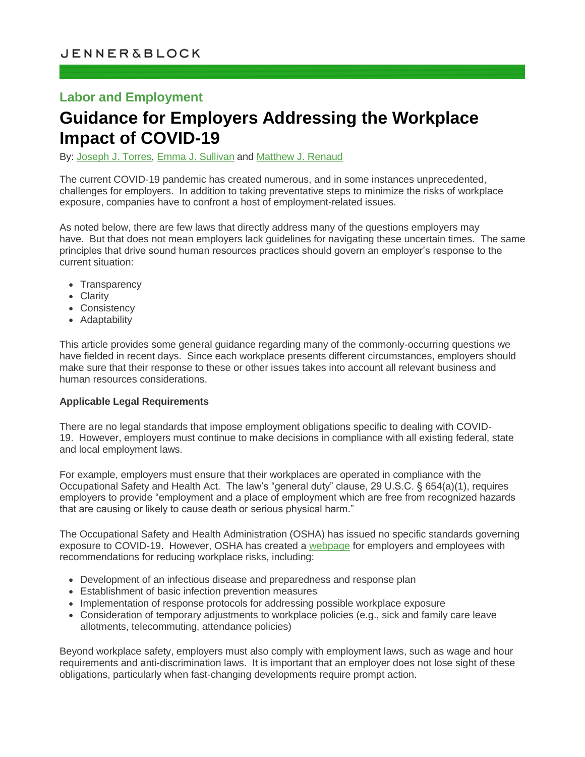JENNER&BLOCK

## Labor and Employment

# Guidance for Employers Addressing the Workplace Impact of COVID-19

By: Joseph J. Torres, Emma J. Sullivan and Matthew J. Renaud

The current COVID-19 pandemic has created numerous, and in some instances unprecedented, challenges for employers. In addition to taking preventative steps to minimize the risks of workplace exposure, companies have to confront a host of employment-related issues.

As noted below, there are few laws that directly address many of the questions employers may have. But that does not mean employers lack guidelines for navigating these uncertain times. The same principles that drive sound human resources practices should govern an employer's response to the current situation:

- Transparency
- Clarity
- Consistency
- Adaptability

This article provides some general guidance regarding many of the commonly-occurring questions we have fielded in recent days. Since each workplace presents different circumstances, employers should make sure that their response to these or other issues takes into account all relevant business and human resources considerations.

**Applicable Legal Requirements**

There are no legal standards that impose employment obligations specific to dealing with COVID-19. However, employers must continue to make decisions in compliance with all existing federal, state and local employment laws.

For example, employers must ensure that their workplaces are operated in compliance with the Occupational Safety and Health Act. The law's "general duty" clause, 29 U.S.C. § 654(a)(1), requires employers to provide "employment and a place of employment which are free from recognized hazards that are causing or likely to cause death or serious physical harm."

The Occupational Safety and Health Administration (OSHA) has issued no specific standards governing exposure to COVID-19. However, OSHA has created a webpage for employers and employees with recommendations for reducing workplace risks, including:

- Development of an infectious disease and preparedness and response plan
- Establishment of basic infection prevention measures
- Implementation of response protocols for addressing possible workplace exposure
- Consideration of temporary adjustments to workplace policies (e.g., sick and family care leave allotments, telecommuting, attendance policies)

Beyond workplace safety, employers must also comply with employment laws, such as wage and hour requirements and anti-discrimination laws. It is important that an employer does not lose sight of these obligations, particularly when fast-changing developments require prompt action.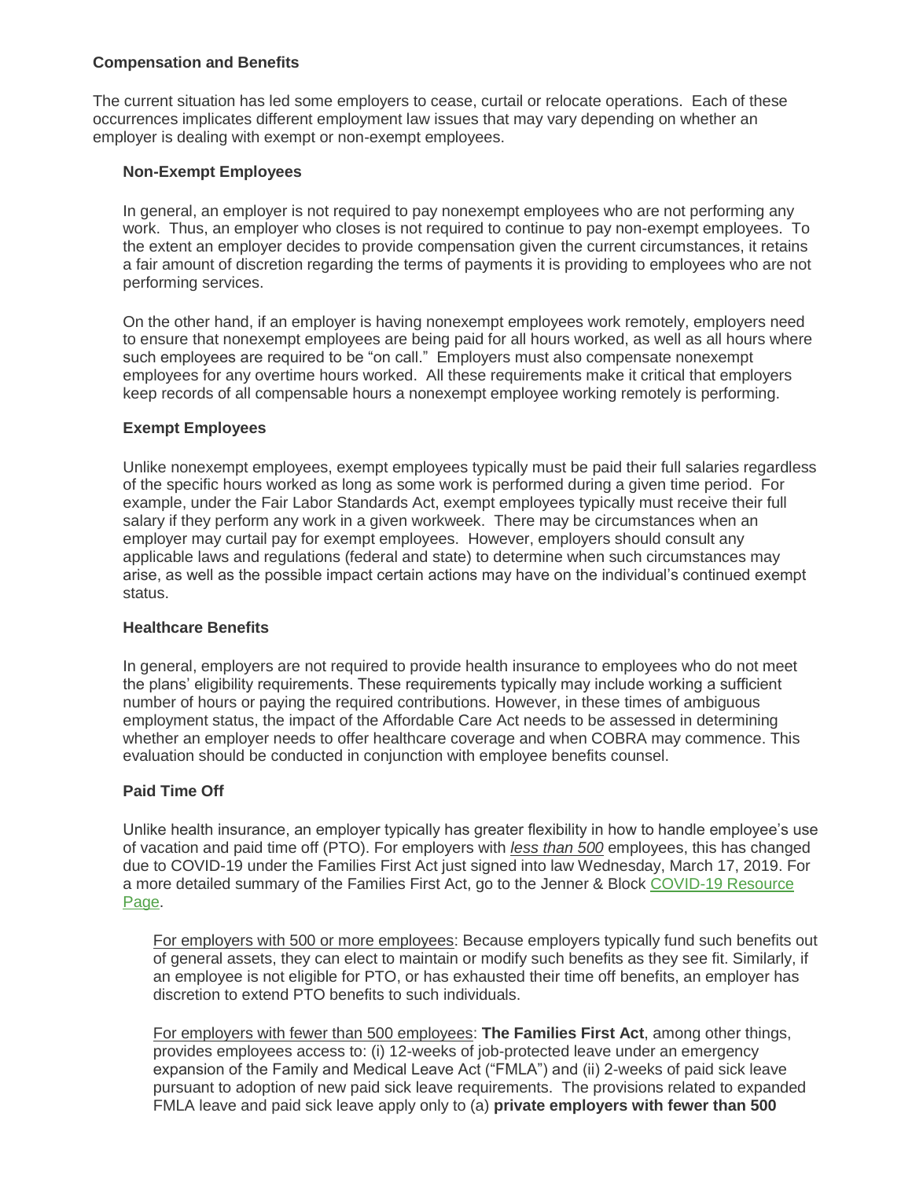**Compensation and Benefits**

The current situation has led some employers to cease, curtail or relocate operations. Each of these occurrences implicates different employment law issues that may vary depending on whether an employer is dealing with exempt or non-exempt employees.

**Non-Exempt Employees**

In general, an employer is not required to pay nonexempt employees who are not performing any work. Thus, an employer who closes is not required to continue to pay non-exempt employees. To the extent an employer decides to provide compensation given the current circumstances, it retains a fair amount of discretion regarding the terms of payments it is providing to employees who are not performing services.

On the other hand, if an employer is having nonexempt employees work remotely, employers need to ensure that nonexempt employees are being paid for all hours worked, as well as all hours where such employees are required to be "on call." Employers must also compensate nonexempt employees for any overtime hours worked. All these requirements make it critical that employers keep records of all compensable hours a nonexempt employee working remotely is performing.

**Exempt Employees**

Unlike nonexempt employees, exempt employees typically must be paid their full salaries regardless of the specific hours worked as long as some work is performed during a given time period. For example, under the Fair Labor Standards Act, exempt employees typically must receive their full salary if they perform any work in a given workweek. There may be circumstances when an employer may curtail pay for exempt employees. However, employers should consult any applicable laws and regulations (federal and state) to determine when such circumstances may arise, as well as the possible impact certain actions may have on the individual's continued exempt status.

**Healthcare Benefits**

In general, employers are not required to provide health insurance to employees who do not meet the plans' eligibility requirements. These requirements typically may include working a sufficient number of hours or paying the required contributions. However, in these times of ambiguous employment status, the impact of the Affordable Care Act needs to be assessed in determining whether an employer needs to offer healthcare coverage and when COBRA may commence. This evaluation should be conducted in conjunction with employee benefits counsel.

**Paid Time Off**

Unlike health insurance, an employer typically has greater flexibility in how to handle employee's use of vacation and paid time off (PTO). For employers with ***less than 500*** employees, this has changed due to COVID-19 under the Families First Act just signed into law Wednesday, March 17, 2019. For a more detailed summary of the Families First Act, go to the Jenner & Block COVID-19 Resource Page.

For employers with 500 or more employees: Because employers typically fund such benefits out of general assets, they can elect to maintain or modify such benefits as they see fit. Similarly, if an employee is not eligible for PTO, or has exhausted their time off benefits, an employer has discretion to extend PTO benefits to such individuals.

For employers with fewer than 500 employees: **The Families First Act**, among other things, provides employees access to: (i) 12-weeks of job-protected leave under an emergency expansion of the Family and Medical Leave Act ("FMLA") and (ii) 2-weeks of paid sick leave pursuant to adoption of new paid sick leave requirements. The provisions related to expanded FMLA leave and paid sick leave apply only to (a) **private employers with fewer than 500**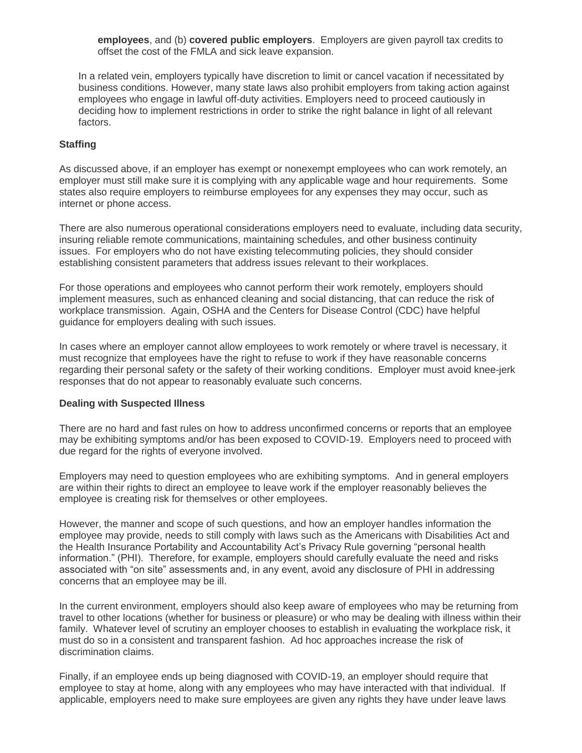**employees**, and (b) **covered public employers**. Employers are given payroll tax credits to offset the cost of the FMLA and sick leave expansion.

In a related vein, employers typically have discretion to limit or cancel vacation if necessitated by business conditions. However, many state laws also prohibit employers from taking action against employees who engage in lawful off-duty activities. Employers need to proceed cautiously in deciding how to implement restrictions in order to strike the right balance in light of all relevant factors.

**Staffing**

As discussed above, if an employer has exempt or nonexempt employees who can work remotely, an employer must still make sure it is complying with any applicable wage and hour requirements. Some states also require employers to reimburse employees for any expenses they may occur, such as internet or phone access.

There are also numerous operational considerations employers need to evaluate, including data security, insuring reliable remote communications, maintaining schedules, and other business continuity issues. For employers who do not have existing telecommuting policies, they should consider establishing consistent parameters that address issues relevant to their workplaces.

For those operations and employees who cannot perform their work remotely, employers should implement measures, such as enhanced cleaning and social distancing, that can reduce the risk of workplace transmission. Again, OSHA and the Centers for Disease Control (CDC) have helpful guidance for employers dealing with such issues.

In cases where an employer cannot allow employees to work remotely or where travel is necessary, it must recognize that employees have the right to refuse to work if they have reasonable concerns regarding their personal safety or the safety of their working conditions. Employer must avoid knee-jerk responses that do not appear to reasonably evaluate such concerns.

**Dealing with Suspected Illness**

There are no hard and fast rules on how to address unconfirmed concerns or reports that an employee may be exhibiting symptoms and/or has been exposed to COVID-19. Employers need to proceed with due regard for the rights of everyone involved.

Employers may need to question employees who are exhibiting symptoms. And in general employers are within their rights to direct an employee to leave work if the employer reasonably believes the employee is creating risk for themselves or other employees.

However, the manner and scope of such questions, and how an employer handles information the employee may provide, needs to still comply with laws such as the Americans with Disabilities Act and the Health Insurance Portability and Accountability Act's Privacy Rule governing "personal health information." (PHI). Therefore, for example, employers should carefully evaluate the need and risks associated with "on site" assessments and, in any event, avoid any disclosure of PHI in addressing concerns that an employee may be ill.

In the current environment, employers should also keep aware of employees who may be returning from travel to other locations (whether for business or pleasure) or who may be dealing with illness within their family. Whatever level of scrutiny an employer chooses to establish in evaluating the workplace risk, it must do so in a consistent and transparent fashion. Ad hoc approaches increase the risk of discrimination claims.

Finally, if an employee ends up being diagnosed with COVID-19, an employer should require that employee to stay at home, along with any employees who may have interacted with that individual. If applicable, employers need to make sure employees are given any rights they have under leave laws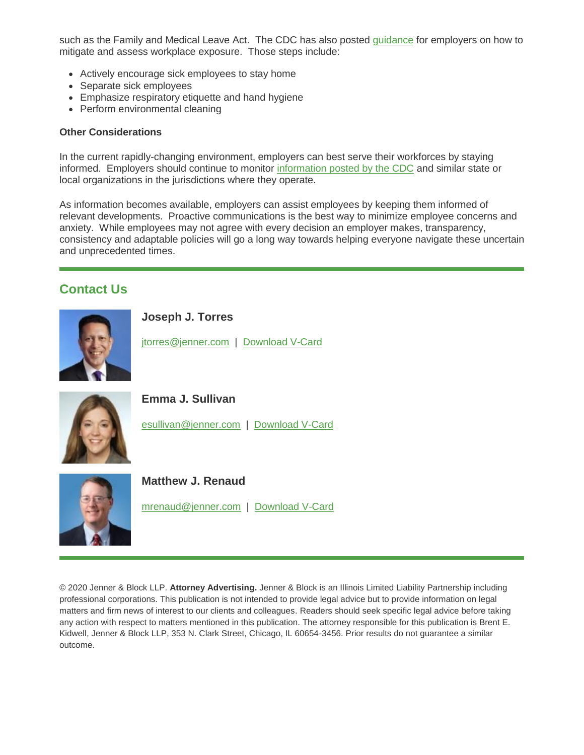such as the Family and Medical Leave Act. The CDC has also posted guidance for employers on how to mitigate and assess workplace exposure. Those steps include:

- Actively encourage sick employees to stay home
- Separate sick employees
- Emphasize respiratory etiquette and hand hygiene
- Perform environmental cleaning

**Other Considerations**

In the current rapidly-changing environment, employers can best serve their workforces by staying informed. Employers should continue to monitor information posted by the CDC and similar state or local organizations in the jurisdictions where they operate.

As information becomes available, employers can assist employees by keeping them informed of relevant developments. Proactive communications is the best way to minimize employee concerns and anxiety. While employees may not agree with every decision an employer makes, transparency, consistency and adaptable policies will go a long way towards helping everyone navigate these uncertain and unprecedented times.

---

## Contact Us

**Joseph J. Torres**

jtorres@jenner.com | Download V-Card

**Emma J. Sullivan**

esullivan@jenner.com | Download V-Card

**Matthew J. Renaud**

mrenaud@jenner.com | Download V-Card

---

© 2020 Jenner & Block LLP. **Attorney Advertising.** Jenner & Block is an Illinois Limited Liability Partnership including professional corporations. This publication is not intended to provide legal advice but to provide information on legal matters and firm news of interest to our clients and colleagues. Readers should seek specific legal advice before taking any action with respect to matters mentioned in this publication. The attorney responsible for this publication is Brent E. Kidwell, Jenner & Block LLP, 353 N. Clark Street, Chicago, IL 60654-3456. Prior results do not guarantee a similar outcome.